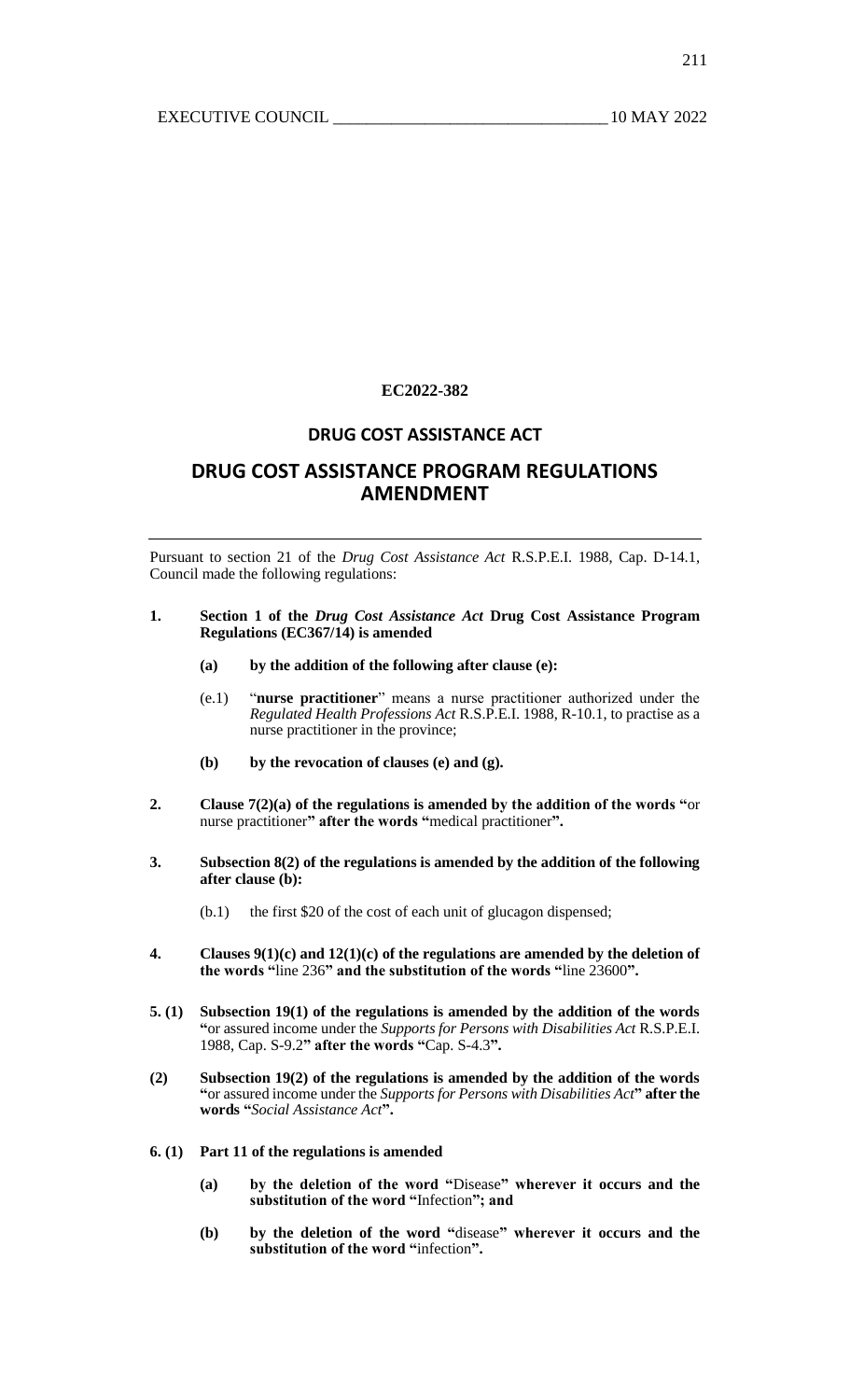**EC2022-382**

## DRUG COST ASSISTANCE ACT

# DRUG COST ASSISTANCE PROGRAM REGULATIONS AMENDMENT

Pursuant to section 21 of the *Drug Cost Assistance Act* R.S.P.E.I. 1988, Cap. D-14.1, Council made the following regulations:

**1. Section 1 of the *Drug Cost Assistance Act* Drug Cost Assistance Program Regulations (EC367/14) is amended**

**(a) by the addition of the following after clause (e):**

(e.1) "**nurse practitioner**" means a nurse practitioner authorized under the *Regulated Health Professions Act* R.S.P.E.I. 1988, R-10.1, to practise as a nurse practitioner in the province;

**(b) by the revocation of clauses (e) and (g).**

**2. Clause 7(2)(a) of the regulations is amended by the addition of the words "**or nurse practitioner**" after the words "**medical practitioner**".**

**3. Subsection 8(2) of the regulations is amended by the addition of the following after clause (b):**

(b.1) the first $20 of the cost of each unit of glucagon dispensed;

**4. Clauses 9(1)(c) and 12(1)(c) of the regulations are amended by the deletion of the words "**line 236**" and the substitution of the words "**line 23600**".**

**5. (1) Subsection 19(1) of the regulations is amended by the addition of the words "**or assured income under the *Supports for Persons with Disabilities Act* R.S.P.E.I. 1988, Cap. S-9.2**" after the words "**Cap. S-4.3**".**

**(2) Subsection 19(2) of the regulations is amended by the addition of the words "**or assured income under the *Supports for Persons with Disabilities Act***" after the words "***Social Assistance Act***".**

**6. (1) Part 11 of the regulations is amended**

**(a) by the deletion of the word "**Disease**" wherever it occurs and the substitution of the word "**Infection**"; and**

**(b) by the deletion of the word "**disease**" wherever it occurs and the substitution of the word "**infection**".**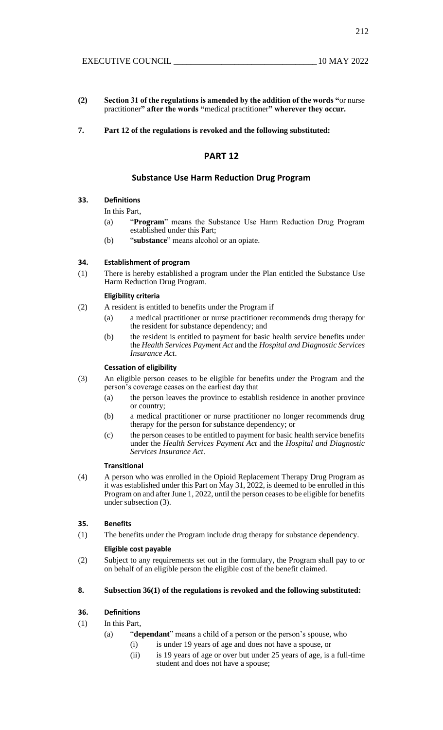**(2) Section 31 of the regulations is amended by the addition of the words "**or nurse practitioner**" after the words "**medical practitioner**" wherever they occur.**

**7. Part 12 of the regulations is revoked and the following substituted:**

## PART 12

### Substance Use Harm Reduction Drug Program

**33. Definitions**

In this Part,

(a) "**Program**" means the Substance Use Harm Reduction Drug Program established under this Part;

(b) "**substance**" means alcohol or an opiate.

**34. Establishment of program**

(1) There is hereby established a program under the Plan entitled the Substance Use Harm Reduction Drug Program.

**Eligibility criteria**

(2) A resident is entitled to benefits under the Program if

(a) a medical practitioner or nurse practitioner recommends drug therapy for the resident for substance dependency; and

(b) the resident is entitled to payment for basic health service benefits under the *Health Services Payment Act* and the *Hospital and Diagnostic Services Insurance Act*.

**Cessation of eligibility**

(3) An eligible person ceases to be eligible for benefits under the Program and the person's coverage ceases on the earliest day that

(a) the person leaves the province to establish residence in another province or country;

(b) a medical practitioner or nurse practitioner no longer recommends drug therapy for the person for substance dependency; or

(c) the person ceases to be entitled to payment for basic health service benefits under the *Health Services Payment Act* and the *Hospital and Diagnostic Services Insurance Act*.

**Transitional**

(4) A person who was enrolled in the Opioid Replacement Therapy Drug Program as it was established under this Part on May 31, 2022, is deemed to be enrolled in this Program on and after June 1, 2022, until the person ceases to be eligible for benefits under subsection (3).

**35. Benefits**

(1) The benefits under the Program include drug therapy for substance dependency.

**Eligible cost payable**

(2) Subject to any requirements set out in the formulary, the Program shall pay to or on behalf of an eligible person the eligible cost of the benefit claimed.

**8. Subsection 36(1) of the regulations is revoked and the following substituted:**

**36. Definitions**

(1) In this Part,

(a) "**dependant**" means a child of a person or the person's spouse, who

(i) is under 19 years of age and does not have a spouse, or

(ii) is 19 years of age or over but under 25 years of age, is a full-time student and does not have a spouse;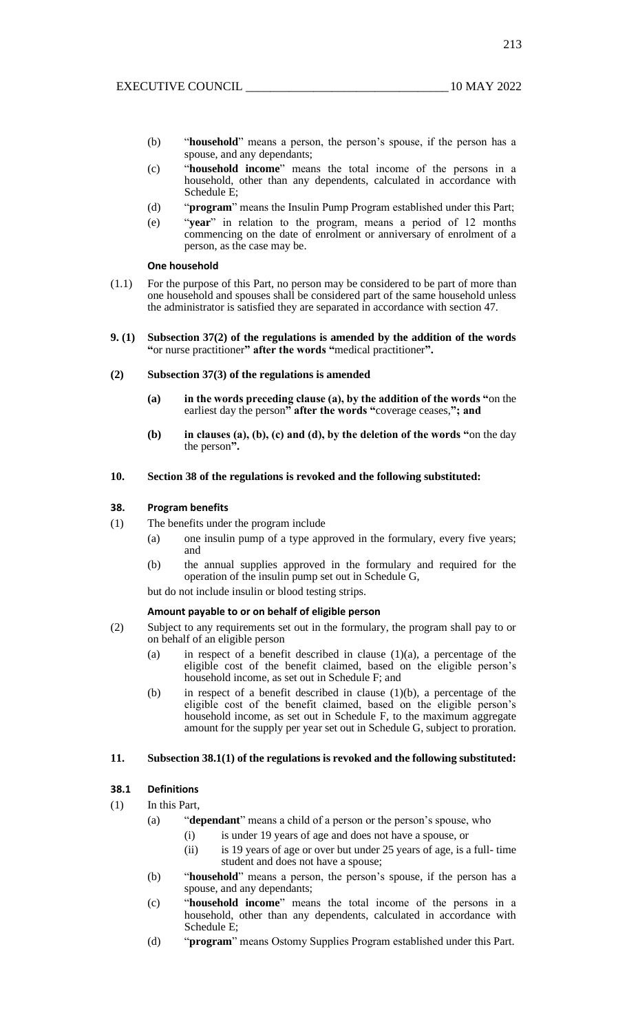(b) "**household**" means a person, the person's spouse, if the person has a spouse, and any dependants;

(c) "**household income**" means the total income of the persons in a household, other than any dependents, calculated in accordance with Schedule E;

(d) "**program**" means the Insulin Pump Program established under this Part;

(e) "**year**" in relation to the program, means a period of 12 months commencing on the date of enrolment or anniversary of enrolment of a person, as the case may be.

**One household**

(1.1) For the purpose of this Part, no person may be considered to be part of more than one household and spouses shall be considered part of the same household unless the administrator is satisfied they are separated in accordance with section 47.

**9. (1) Subsection 37(2) of the regulations is amended by the addition of the words "**or nurse practitioner**" after the words "**medical practitioner**".**

**(2) Subsection 37(3) of the regulations is amended**

**(a) in the words preceding clause (a), by the addition of the words "**on the earliest day the person**" after the words "**coverage ceases,**"; and**

**(b) in clauses (a), (b), (c) and (d), by the deletion of the words "**on the day the person**".**

**10. Section 38 of the regulations is revoked and the following substituted:**

**38. Program benefits**

(1) The benefits under the program include

(a) one insulin pump of a type approved in the formulary, every five years; and

(b) the annual supplies approved in the formulary and required for the operation of the insulin pump set out in Schedule G,

but do not include insulin or blood testing strips.

**Amount payable to or on behalf of eligible person**

(2) Subject to any requirements set out in the formulary, the program shall pay to or on behalf of an eligible person

(a) in respect of a benefit described in clause (1)(a), a percentage of the eligible cost of the benefit claimed, based on the eligible person's household income, as set out in Schedule F; and

(b) in respect of a benefit described in clause (1)(b), a percentage of the eligible cost of the benefit claimed, based on the eligible person's household income, as set out in Schedule F, to the maximum aggregate amount for the supply per year set out in Schedule G, subject to proration.

**11. Subsection 38.1(1) of the regulations is revoked and the following substituted:**

**38.1 Definitions**

(1) In this Part,

(a) "**dependant**" means a child of a person or the person's spouse, who

(i) is under 19 years of age and does not have a spouse, or

(ii) is 19 years of age or over but under 25 years of age, is a full- time student and does not have a spouse;

(b) "**household**" means a person, the person's spouse, if the person has a spouse, and any dependants;

(c) "**household income**" means the total income of the persons in a household, other than any dependents, calculated in accordance with Schedule E;

(d) "**program**" means Ostomy Supplies Program established under this Part.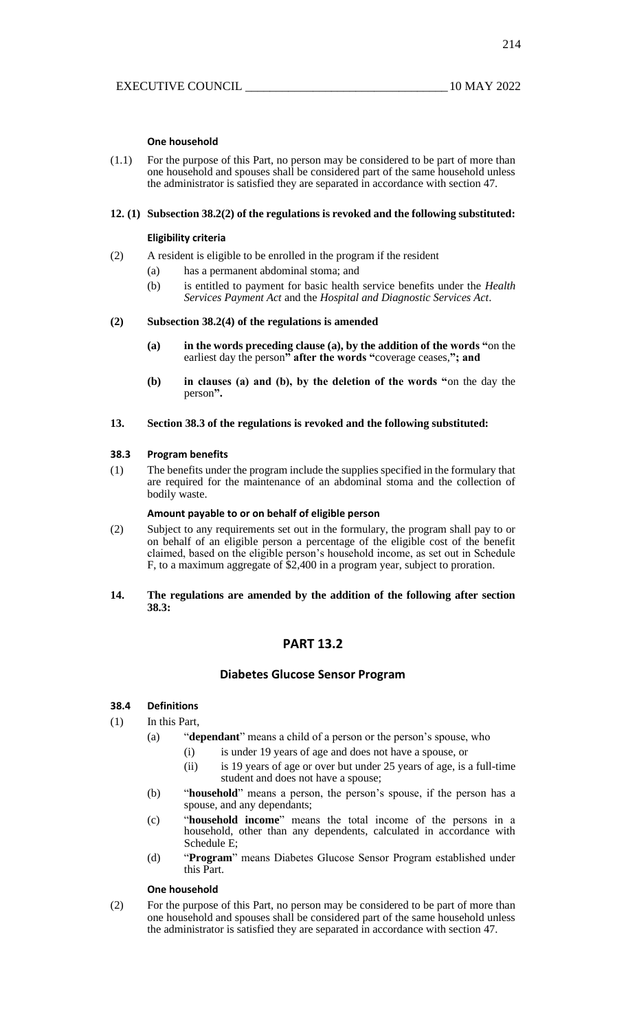**One household**

(1.1) For the purpose of this Part, no person may be considered to be part of more than one household and spouses shall be considered part of the same household unless the administrator is satisfied they are separated in accordance with section 47.

**12. (1) Subsection 38.2(2) of the regulations is revoked and the following substituted:**

**Eligibility criteria**

(2) A resident is eligible to be enrolled in the program if the resident

- (a) has a permanent abdominal stoma; and
- (b) is entitled to payment for basic health service benefits under the *Health Services Payment Act* and the *Hospital and Diagnostic Services Act*.

**(2) Subsection 38.2(4) of the regulations is amended**

- **(a) in the words preceding clause (a), by the addition of the words "**on the earliest day the person**" after the words "**coverage ceases,**"; and**
- **(b) in clauses (a) and (b), by the deletion of the words "**on the day the person**".**

**13. Section 38.3 of the regulations is revoked and the following substituted:**

**38.3 Program benefits**

(1) The benefits under the program include the supplies specified in the formulary that are required for the maintenance of an abdominal stoma and the collection of bodily waste.

**Amount payable to or on behalf of eligible person**

(2) Subject to any requirements set out in the formulary, the program shall pay to or on behalf of an eligible person a percentage of the eligible cost of the benefit claimed, based on the eligible person's household income, as set out in Schedule F, to a maximum aggregate of $2,400 in a program year, subject to proration.

**14. The regulations are amended by the addition of the following after section 38.3:**

## PART 13.2

### Diabetes Glucose Sensor Program

**38.4 Definitions**

(1) In this Part,

- (a) "**dependant**" means a child of a person or the person's spouse, who
  - (i) is under 19 years of age and does not have a spouse, or
  - (ii) is 19 years of age or over but under 25 years of age, is a full-time student and does not have a spouse;
- (b) "**household**" means a person, the person's spouse, if the person has a spouse, and any dependants;
- (c) "**household income**" means the total income of the persons in a household, other than any dependents, calculated in accordance with Schedule E;
- (d) "**Program**" means Diabetes Glucose Sensor Program established under this Part.

**One household**

(2) For the purpose of this Part, no person may be considered to be part of more than one household and spouses shall be considered part of the same household unless the administrator is satisfied they are separated in accordance with section 47.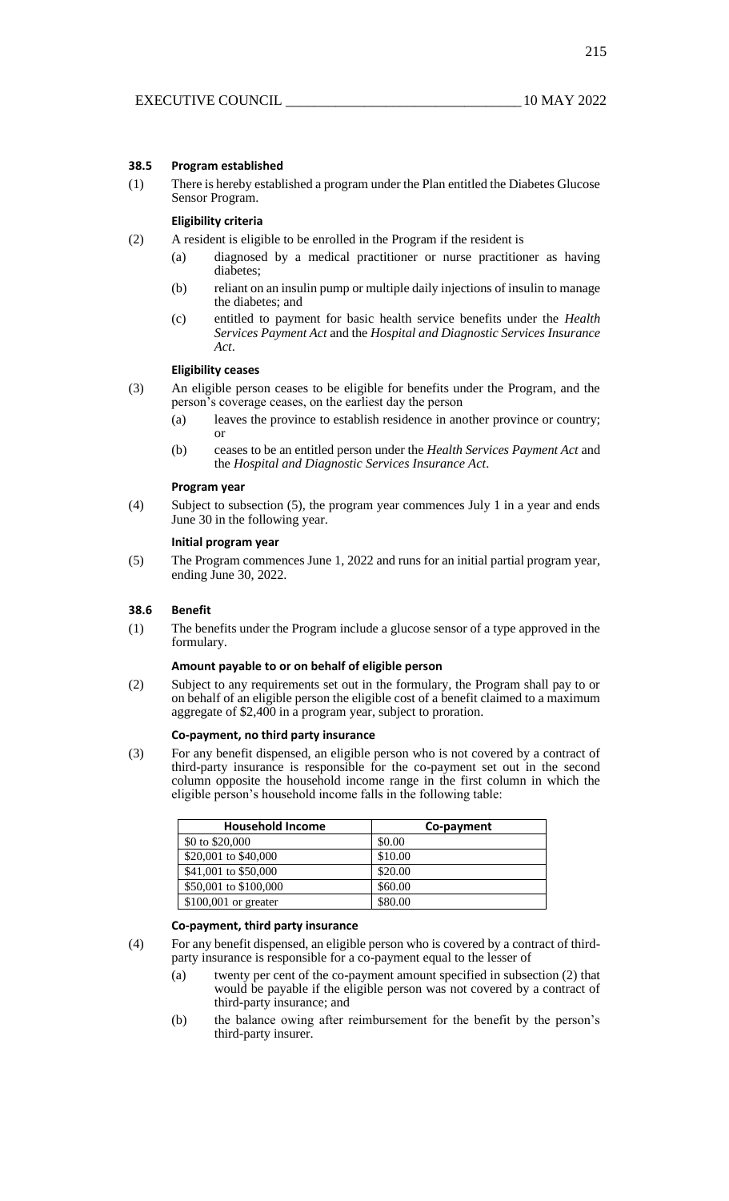### 38.5 Program established

(1) There is hereby established a program under the Plan entitled the Diabetes Glucose Sensor Program.

**Eligibility criteria**

(2) A resident is eligible to be enrolled in the Program if the resident is

- (a) diagnosed by a medical practitioner or nurse practitioner as having diabetes;
- (b) reliant on an insulin pump or multiple daily injections of insulin to manage the diabetes; and
- (c) entitled to payment for basic health service benefits under the *Health Services Payment Act* and the *Hospital and Diagnostic Services Insurance Act*.

**Eligibility ceases**

(3) An eligible person ceases to be eligible for benefits under the Program, and the person's coverage ceases, on the earliest day the person

- (a) leaves the province to establish residence in another province or country; or
- (b) ceases to be an entitled person under the *Health Services Payment Act* and the *Hospital and Diagnostic Services Insurance Act*.

**Program year**

(4) Subject to subsection (5), the program year commences July 1 in a year and ends June 30 in the following year.

**Initial program year**

(5) The Program commences June 1, 2022 and runs for an initial partial program year, ending June 30, 2022.

### 38.6 Benefit

(1) The benefits under the Program include a glucose sensor of a type approved in the formulary.

**Amount payable to or on behalf of eligible person**

(2) Subject to any requirements set out in the formulary, the Program shall pay to or on behalf of an eligible person the eligible cost of a benefit claimed to a maximum aggregate of $2,400 in a program year, subject to proration.

**Co-payment, no third party insurance**

(3) For any benefit dispensed, an eligible person who is not covered by a contract of third-party insurance is responsible for the co-payment set out in the second column opposite the household income range in the first column in which the eligible person's household income falls in the following table:

| Household Income | Co-payment |
| --- | --- |
| $0 to $20,000 | $0.00 |
| $20,001 to $40,000 | $10.00 |
| $41,001 to $50,000 | $20.00 |
| $50,001 to $100,000 | $60.00 |
| $100,001 or greater | $80.00 |

**Co-payment, third party insurance**

(4) For any benefit dispensed, an eligible person who is covered by a contract of third-party insurance is responsible for a co-payment equal to the lesser of

- (a) twenty per cent of the co-payment amount specified in subsection (2) that would be payable if the eligible person was not covered by a contract of third-party insurance; and
- (b) the balance owing after reimbursement for the benefit by the person's third-party insurer.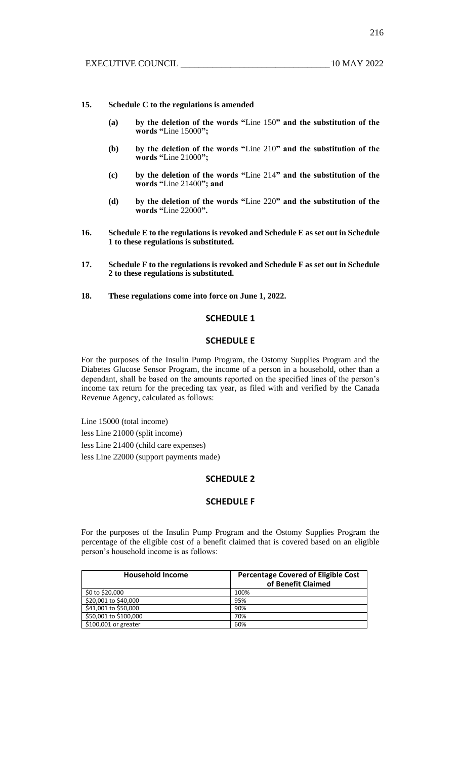**15. Schedule C to the regulations is amended**

> **(a) by the deletion of the words "**Line 150**" and the substitution of the words "**Line 15000**";**
>
> **(b) by the deletion of the words "**Line 210**" and the substitution of the words "**Line 21000**";**
>
> **(c) by the deletion of the words "**Line 214**" and the substitution of the words "**Line 21400**"; and**
>
> **(d) by the deletion of the words "**Line 220**" and the substitution of the words "**Line 22000**".**

**16. Schedule E to the regulations is revoked and Schedule E as set out in Schedule 1 to these regulations is substituted.**

**17. Schedule F to the regulations is revoked and Schedule F as set out in Schedule 2 to these regulations is substituted.**

**18. These regulations come into force on June 1, 2022.**

## SCHEDULE 1

## SCHEDULE E

For the purposes of the Insulin Pump Program, the Ostomy Supplies Program and the Diabetes Glucose Sensor Program, the income of a person in a household, other than a dependant, shall be based on the amounts reported on the specified lines of the person's income tax return for the preceding tax year, as filed with and verified by the Canada Revenue Agency, calculated as follows:

Line 15000 (total income)
less Line 21000 (split income)
less Line 21400 (child care expenses)
less Line 22000 (support payments made)

## SCHEDULE 2

## SCHEDULE F

For the purposes of the Insulin Pump Program and the Ostomy Supplies Program the percentage of the eligible cost of a benefit claimed that is covered based on an eligible person's household income is as follows:

| Household Income | Percentage Covered of Eligible Cost of Benefit Claimed |
|---|---|
| $0 to $20,000 | 100% |
| $20,001 to $40,000 | 95% |
| $41,001 to $50,000 | 90% |
| $50,001 to $100,000 | 70% |
| $100,001 or greater | 60% |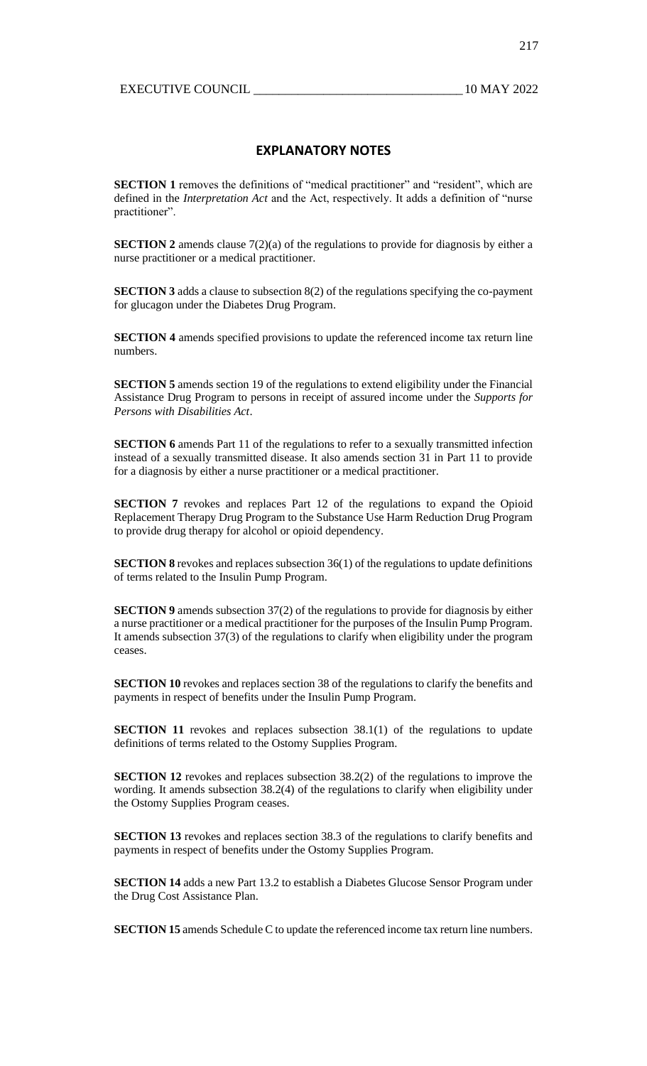## EXPLANATORY NOTES

**SECTION 1** removes the definitions of "medical practitioner" and "resident", which are defined in the *Interpretation Act* and the Act, respectively. It adds a definition of "nurse practitioner".

**SECTION 2** amends clause 7(2)(a) of the regulations to provide for diagnosis by either a nurse practitioner or a medical practitioner.

**SECTION 3** adds a clause to subsection 8(2) of the regulations specifying the co-payment for glucagon under the Diabetes Drug Program.

**SECTION 4** amends specified provisions to update the referenced income tax return line numbers.

**SECTION 5** amends section 19 of the regulations to extend eligibility under the Financial Assistance Drug Program to persons in receipt of assured income under the *Supports for Persons with Disabilities Act*.

**SECTION 6** amends Part 11 of the regulations to refer to a sexually transmitted infection instead of a sexually transmitted disease. It also amends section 31 in Part 11 to provide for a diagnosis by either a nurse practitioner or a medical practitioner.

**SECTION 7** revokes and replaces Part 12 of the regulations to expand the Opioid Replacement Therapy Drug Program to the Substance Use Harm Reduction Drug Program to provide drug therapy for alcohol or opioid dependency.

**SECTION 8** revokes and replaces subsection 36(1) of the regulations to update definitions of terms related to the Insulin Pump Program.

**SECTION 9** amends subsection 37(2) of the regulations to provide for diagnosis by either a nurse practitioner or a medical practitioner for the purposes of the Insulin Pump Program. It amends subsection 37(3) of the regulations to clarify when eligibility under the program ceases.

**SECTION 10** revokes and replaces section 38 of the regulations to clarify the benefits and payments in respect of benefits under the Insulin Pump Program.

**SECTION 11** revokes and replaces subsection 38.1(1) of the regulations to update definitions of terms related to the Ostomy Supplies Program.

**SECTION 12** revokes and replaces subsection 38.2(2) of the regulations to improve the wording. It amends subsection 38.2(4) of the regulations to clarify when eligibility under the Ostomy Supplies Program ceases.

**SECTION 13** revokes and replaces section 38.3 of the regulations to clarify benefits and payments in respect of benefits under the Ostomy Supplies Program.

**SECTION 14** adds a new Part 13.2 to establish a Diabetes Glucose Sensor Program under the Drug Cost Assistance Plan.

**SECTION 15** amends Schedule C to update the referenced income tax return line numbers.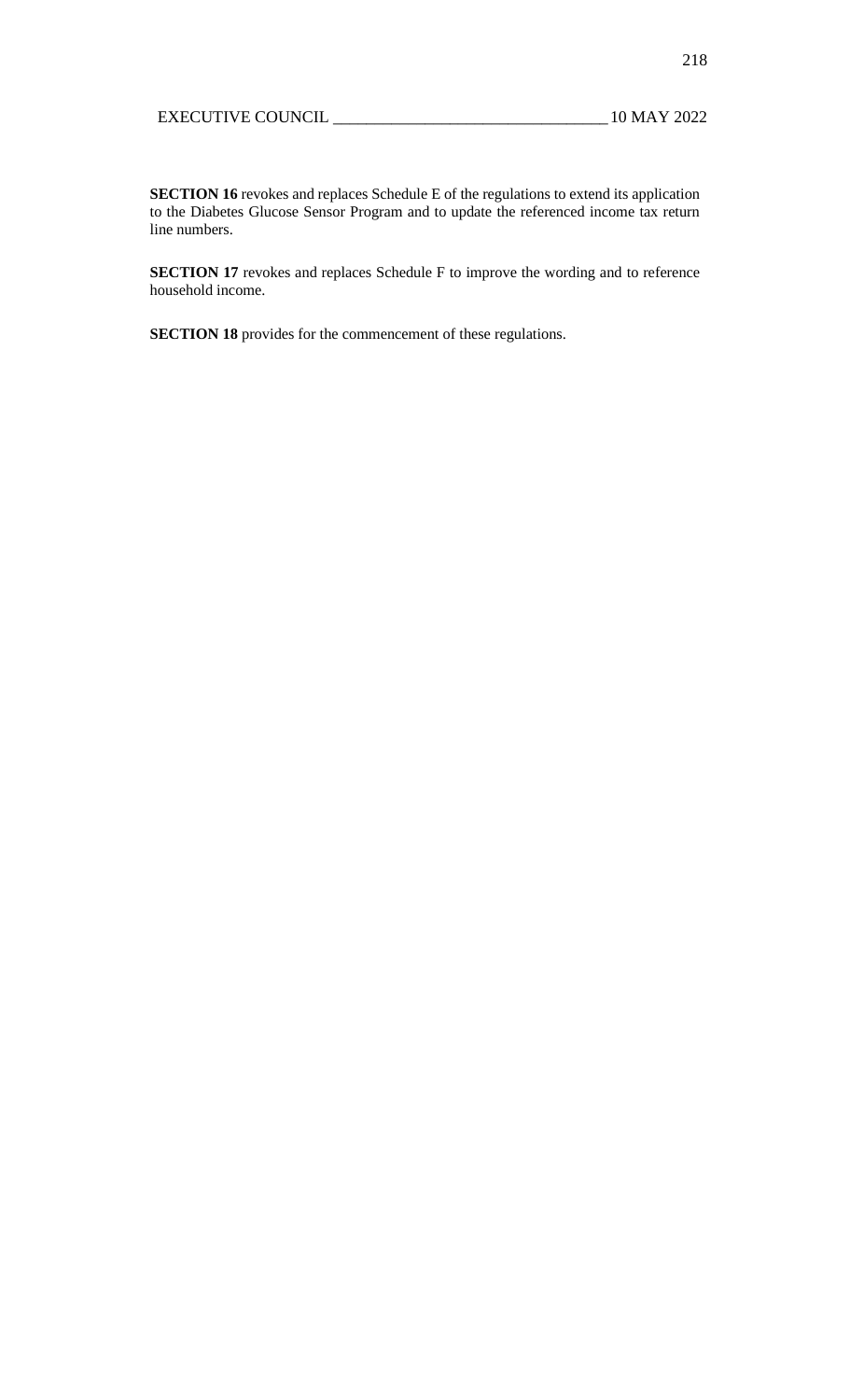**SECTION 16** revokes and replaces Schedule E of the regulations to extend its application to the Diabetes Glucose Sensor Program and to update the referenced income tax return line numbers.

**SECTION 17** revokes and replaces Schedule F to improve the wording and to reference household income.

**SECTION 18** provides for the commencement of these regulations.